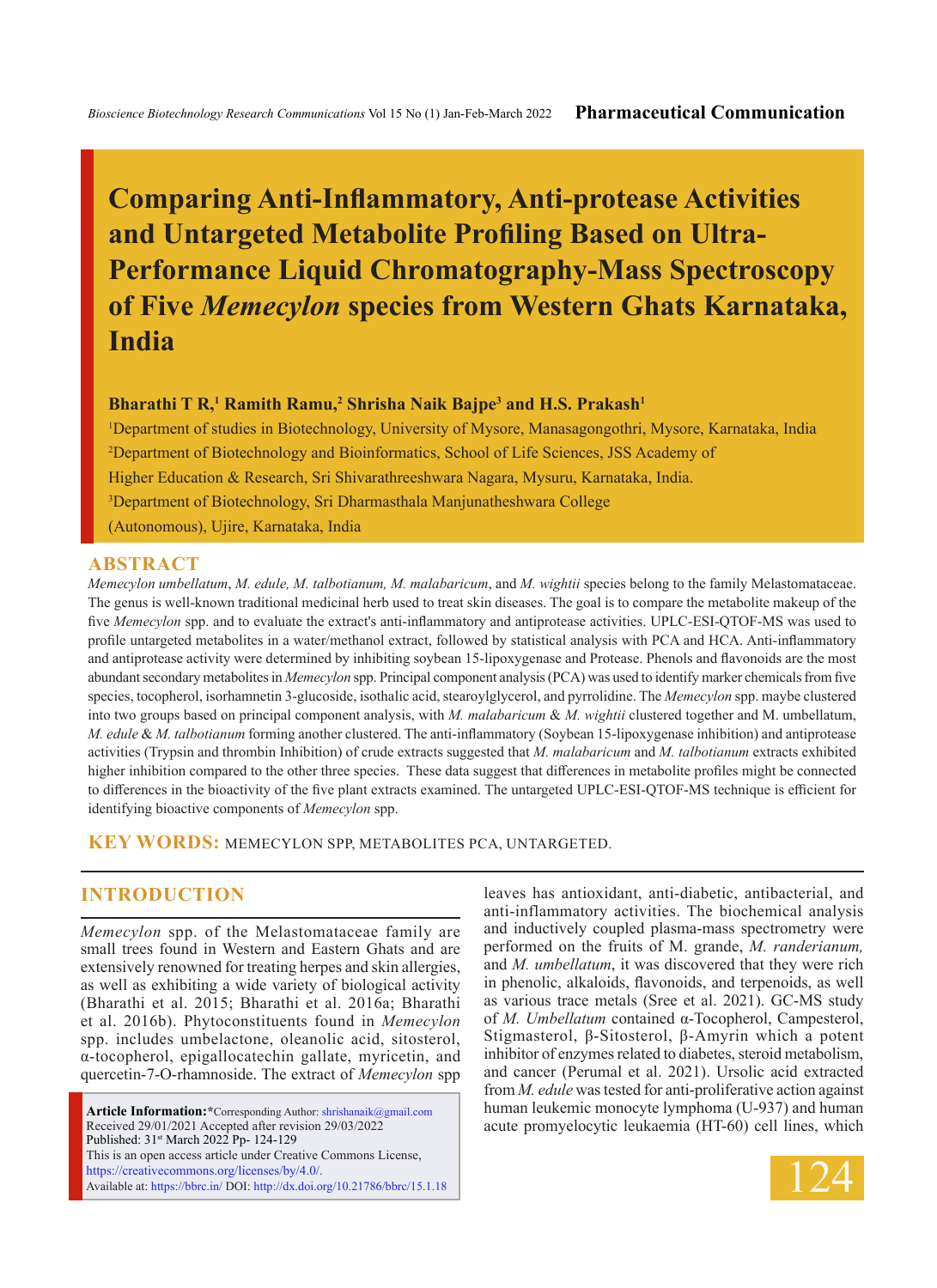# Comparing Anti-Inflammatory, Anti-protease Activities and Untargeted Metabolite Profiling Based on Ultra-Performance Liquid Chromatography-Mass Spectroscopy of Five *Memecylon* species from Western Ghats Karnataka, India

**Bharathi T R,[1] Ramith Ramu,[2] Shrisha Naik Bajpe[3] and H.S. Prakash[1]**

[1]Department of studies in Biotechnology, University of Mysore, Manasagongothri, Mysore, Karnataka, India

[2]Department of Biotechnology and Bioinformatics, School of Life Sciences, JSS Academy of Higher Education & Research, Sri Shivarathreeshwara Nagara, Mysuru, Karnataka, India.

[3]Department of Biotechnology, Sri Dharmasthala Manjunatheshwara College (Autonomous), Ujire, Karnataka, India

## ABSTRACT

*Memecylon umbellatum*, *M. edule, M. talbotianum, M. malabaricum*, and *M. wightii* species belong to the family Melastomataceae. The genus is well-known traditional medicinal herb used to treat skin diseases. The goal is to compare the metabolite makeup of the five *Memecylon* spp. and to evaluate the extract's anti-inflammatory and antiprotease activities. UPLC-ESI-QTOF-MS was used to profile untargeted metabolites in a water/methanol extract, followed by statistical analysis with PCA and HCA. Anti-inflammatory and antiprotease activity were determined by inhibiting soybean 15-lipoxygenase and Protease. Phenols and flavonoids are the most abundant secondary metabolites in *Memecylon* spp. Principal component analysis (PCA) was used to identify marker chemicals from five species, tocopherol, isorhamnetin 3-glucoside, isothalic acid, stearoylglycerol, and pyrrolidine. The *Memecylon* spp. maybe clustered into two groups based on principal component analysis, with *M. malabaricum* & *M. wightii* clustered together and M. umbellatum, *M. edule* & *M. talbotianum* forming another clustered. The anti-inflammatory (Soybean 15-lipoxygenase inhibition) and antiprotease activities (Trypsin and thrombin Inhibition) of crude extracts suggested that *M. malabaricum* and *M. talbotianum* extracts exhibited higher inhibition compared to the other three species. These data suggest that differences in metabolite profiles might be connected to differences in the bioactivity of the five plant extracts examined. The untargeted UPLC-ESI-QTOF-MS technique is efficient for identifying bioactive components of *Memecylon* spp.

**KEY WORDS:** MEMECYLON SPP, METABOLITES PCA, UNTARGETED.

## INTRODUCTION

*Memecylon* spp. of the Melastomataceae family are small trees found in Western and Eastern Ghats and are extensively renowned for treating herpes and skin allergies, as well as exhibiting a wide variety of biological activity (Bharathi et al. 2015; Bharathi et al. 2016a; Bharathi et al. 2016b). Phytoconstituents found in *Memecylon* spp. includes umbelactone, oleanolic acid, sitosterol, α-tocopherol, epigallocatechin gallate, myricetin, and quercetin-7-O-rhamnoside. The extract of *Memecylon* spp leaves has antioxidant, anti-diabetic, antibacterial, and anti-inflammatory activities. The biochemical analysis and inductively coupled plasma-mass spectrometry were performed on the fruits of M. grande, *M. randerianum,* and *M. umbellatum*, it was discovered that they were rich in phenolic, alkaloids, flavonoids, and terpenoids, as well as various trace metals (Sree et al. 2021). GC-MS study of *M. Umbellatum* contained α-Tocopherol, Campesterol, Stigmasterol, β-Sitosterol, β-Amyrin which a potent inhibitor of enzymes related to diabetes, steroid metabolism, and cancer (Perumal et al. 2021). Ursolic acid extracted from *M. edule* was tested for anti-proliferative action against human leukemic monocyte lymphoma (U-937) and human acute promyelocytic leukaemia (HT-60) cell lines, which

**Article Information:***Corresponding Author: shrishanaik@gmail.com
Received 29/01/2021 Accepted after revision 29/03/2022
Published: 31st March 2022 Pp- 124-129
This is an open access article under Creative Commons License, https://creativecommons.org/licenses/by/4.0/.
Available at: https://bbrc.in/ DOI: http://dx.doi.org/10.21786/bbrc/15.1.18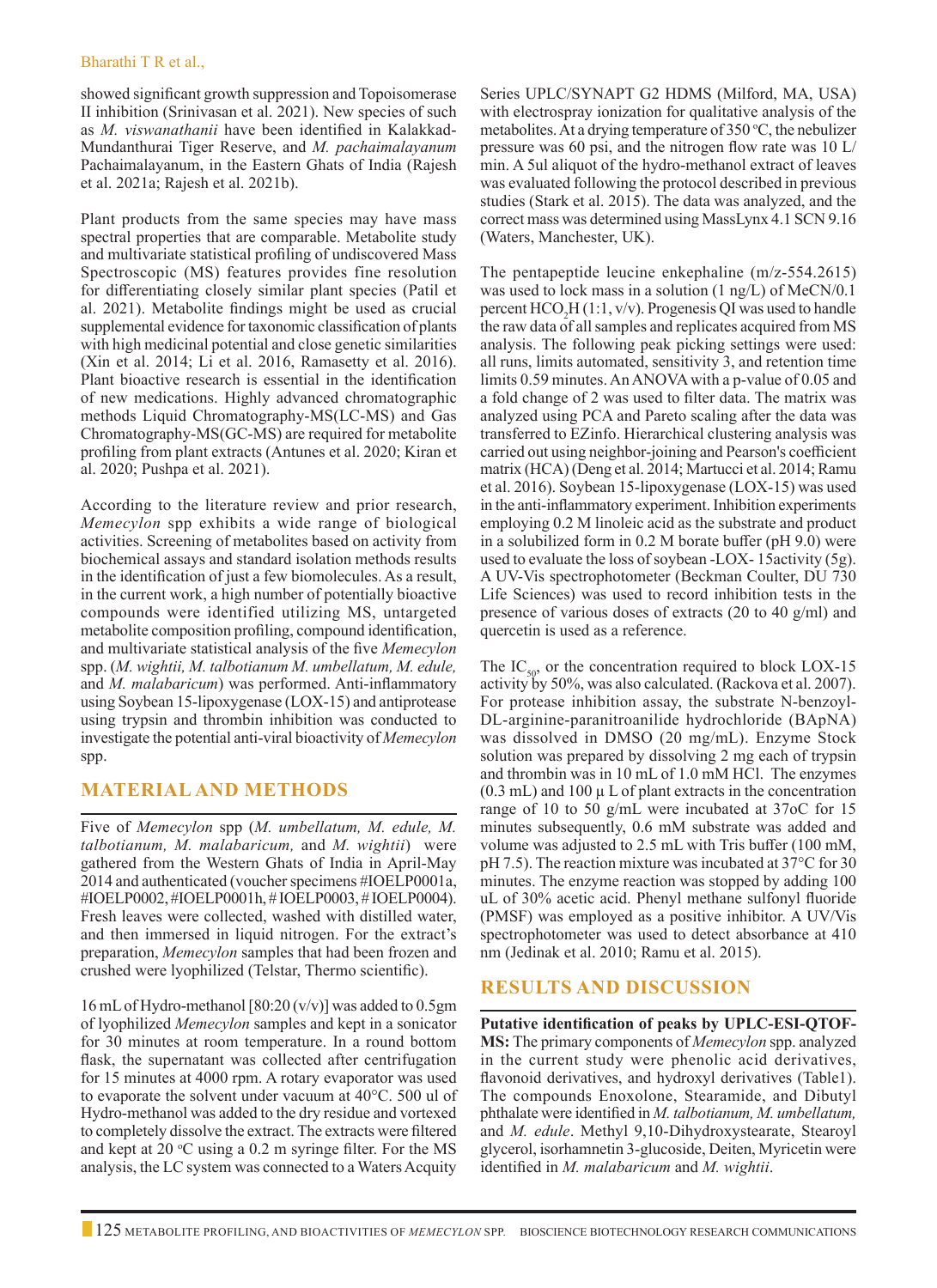showed significant growth suppression and Topoisomerase II inhibition (Srinivasan et al. 2021). New species of such as *M. viswanathanii* have been identified in Kalakkad-Mundanthurai Tiger Reserve, and *M. pachaimalayanum* Pachaimalayanum, in the Eastern Ghats of India (Rajesh et al. 2021a; Rajesh et al. 2021b).

Plant products from the same species may have mass spectral properties that are comparable. Metabolite study and multivariate statistical profiling of undiscovered Mass Spectroscopic (MS) features provides fine resolution for differentiating closely similar plant species (Patil et al. 2021). Metabolite findings might be used as crucial supplemental evidence for taxonomic classification of plants with high medicinal potential and close genetic similarities (Xin et al. 2014; Li et al. 2016, Ramasetty et al. 2016). Plant bioactive research is essential in the identification of new medications. Highly advanced chromatographic methods Liquid Chromatography-MS(LC-MS) and Gas Chromatography-MS(GC-MS) are required for metabolite profiling from plant extracts (Antunes et al. 2020; Kiran et al. 2020; Pushpa et al. 2021).

According to the literature review and prior research, *Memecylon* spp exhibits a wide range of biological activities. Screening of metabolites based on activity from biochemical assays and standard isolation methods results in the identification of just a few biomolecules. As a result, in the current work, a high number of potentially bioactive compounds were identified utilizing MS, untargeted metabolite composition profiling, compound identification, and multivariate statistical analysis of the five *Memecylon* spp. (*M. wightii, M. talbotianum M. umbellatum, M. edule,* and *M. malabaricum*) was performed. Anti-inflammatory using Soybean 15-lipoxygenase (LOX-15) and antiprotease using trypsin and thrombin inhibition was conducted to investigate the potential anti-viral bioactivity of *Memecylon* spp.

## MATERIAL AND METHODS

Five of *Memecylon* spp (*M. umbellatum, M. edule, M. talbotianum, M. malabaricum,* and *M. wightii*) were gathered from the Western Ghats of India in April-May 2014 and authenticated (voucher specimens #IOELP0001a, #IOELP0002, #IOELP0001h, # IOELP0003, # IOELP0004). Fresh leaves were collected, washed with distilled water, and then immersed in liquid nitrogen. For the extract's preparation, *Memecylon* samples that had been frozen and crushed were lyophilized (Telstar, Thermo scientific).

16 mL of Hydro-methanol [80:20 (v/v)] was added to 0.5gm of lyophilized *Memecylon* samples and kept in a sonicator for 30 minutes at room temperature. In a round bottom flask, the supernatant was collected after centrifugation for 15 minutes at 4000 rpm. A rotary evaporator was used to evaporate the solvent under vacuum at 40°C. 500 ul of Hydro-methanol was added to the dry residue and vortexed to completely dissolve the extract. The extracts were filtered and kept at 20 °C using a 0.2 m syringe filter. For the MS analysis, the LC system was connected to a Waters Acquity Series UPLC/SYNAPT G2 HDMS (Milford, MA, USA) with electrospray ionization for qualitative analysis of the metabolites. At a drying temperature of 350 °C, the nebulizer pressure was 60 psi, and the nitrogen flow rate was 10 L/min. A 5ul aliquot of the hydro-methanol extract of leaves was evaluated following the protocol described in previous studies (Stark et al. 2015). The data was analyzed, and the correct mass was determined using MassLynx 4.1 SCN 9.16 (Waters, Manchester, UK).

The pentapeptide leucine enkephaline (m/z-554.2615) was used to lock mass in a solution (1 ng/L) of MeCN/0.1 percent $HCO_2H$ (1:1, v/v). Progenesis QI was used to handle the raw data of all samples and replicates acquired from MS analysis. The following peak picking settings were used: all runs, limits automated, sensitivity 3, and retention time limits 0.59 minutes. An ANOVA with a p-value of 0.05 and a fold change of 2 was used to filter data. The matrix was analyzed using PCA and Pareto scaling after the data was transferred to EZinfo. Hierarchical clustering analysis was carried out using neighbor-joining and Pearson's coefficient matrix (HCA) (Deng et al. 2014; Martucci et al. 2014; Ramu et al. 2016). Soybean 15-lipoxygenase (LOX-15) was used in the anti-inflammatory experiment. Inhibition experiments employing 0.2 M linoleic acid as the substrate and product in a solubilized form in 0.2 M borate buffer (pH 9.0) were used to evaluate the loss of soybean -LOX- 15activity (5g). A UV-Vis spectrophotometer (Beckman Coulter, DU 730 Life Sciences) was used to record inhibition tests in the presence of various doses of extracts (20 to 40 g/ml) and quercetin is used as a reference.

The $IC_{50}$, or the concentration required to block LOX-15 activity by 50%, was also calculated. (Rackova et al. 2007). For protease inhibition assay, the substrate N-benzoyl-DL-arginine-paranitroanilide hydrochloride (BApNA) was dissolved in DMSO (20 mg/mL). Enzyme Stock solution was prepared by dissolving 2 mg each of trypsin and thrombin was in 10 mL of 1.0 mM HCl. The enzymes (0.3 mL) and 100 µ L of plant extracts in the concentration range of 10 to 50 g/mL were incubated at 37oC for 15 minutes subsequently, 0.6 mM substrate was added and volume was adjusted to 2.5 mL with Tris buffer (100 mM, pH 7.5). The reaction mixture was incubated at 37°C for 30 minutes. The enzyme reaction was stopped by adding 100 uL of 30% acetic acid. Phenyl methane sulfonyl fluoride (PMSF) was employed as a positive inhibitor. A UV/Vis spectrophotometer was used to detect absorbance at 410 nm (Jedinak et al. 2010; Ramu et al. 2015).

## RESULTS AND DISCUSSION

**Putative identification of peaks by UPLC-ESI-QTOF-MS:** The primary components of *Memecylon* spp. analyzed in the current study were phenolic acid derivatives, flavonoid derivatives, and hydroxyl derivatives (Table1). The compounds Enoxolone, Stearamide, and Dibutyl phthalate were identified in *M. talbotianum, M. umbellatum,* and *M. edule*. Methyl 9,10-Dihydroxystearate, Stearoyl glycerol, isorhamnetin 3-glucoside, Deiten, Myricetin were identified in *M. malabaricum* and *M. wightii*.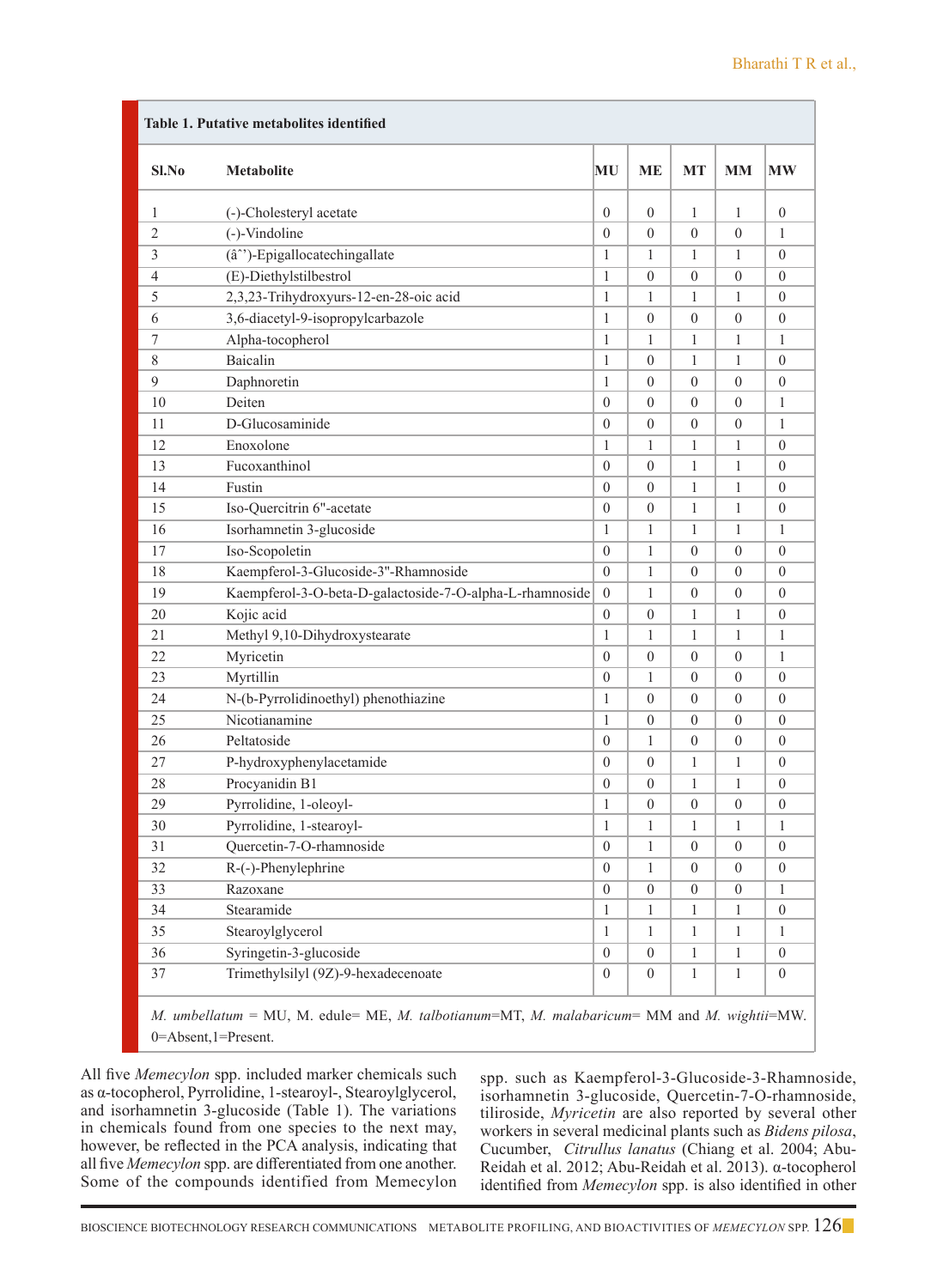**Table 1. Putative metabolites identified**

| Sl.No | Metabolite | MU | ME | MT | MM | MW |
|---|---|---|---|---|---|---|
| 1 | (-)-Cholesteryl acetate | 0 | 0 | 1 | 1 | 0 |
| 2 | (-)-Vindoline | 0 | 0 | 0 | 0 | 1 |
| 3 | (âˆ')-Epigallocatechingallate | 1 | 1 | 1 | 1 | 0 |
| 4 | (E)-Diethylstilbestrol | 1 | 0 | 0 | 0 | 0 |
| 5 | 2,3,23-Trihydroxyurs-12-en-28-oic acid | 1 | 1 | 1 | 1 | 0 |
| 6 | 3,6-diacetyl-9-isopropylcarbazole | 1 | 0 | 0 | 0 | 0 |
| 7 | Alpha-tocopherol | 1 | 1 | 1 | 1 | 1 |
| 8 | Baicalin | 1 | 0 | 1 | 1 | 0 |
| 9 | Daphnoretin | 1 | 0 | 0 | 0 | 0 |
| 10 | Deiten | 0 | 0 | 0 | 0 | 1 |
| 11 | D-Glucosaminide | 0 | 0 | 0 | 0 | 1 |
| 12 | Enoxolone | 1 | 1 | 1 | 1 | 0 |
| 13 | Fucoxanthinol | 0 | 0 | 1 | 1 | 0 |
| 14 | Fustin | 0 | 0 | 1 | 1 | 0 |
| 15 | Iso-Quercitrin 6"-acetate | 0 | 0 | 1 | 1 | 0 |
| 16 | Isorhamnetin 3-glucoside | 1 | 1 | 1 | 1 | 1 |
| 17 | Iso-Scopoletin | 0 | 1 | 0 | 0 | 0 |
| 18 | Kaempferol-3-Glucoside-3"-Rhamnoside | 0 | 1 | 0 | 0 | 0 |
| 19 | Kaempferol-3-O-beta-D-galactoside-7-O-alpha-L-rhamnoside | 0 | 1 | 0 | 0 | 0 |
| 20 | Kojic acid | 0 | 0 | 1 | 1 | 0 |
| 21 | Methyl 9,10-Dihydroxystearate | 1 | 1 | 1 | 1 | 1 |
| 22 | Myricetin | 0 | 0 | 0 | 0 | 1 |
| 23 | Myrtillin | 0 | 1 | 0 | 0 | 0 |
| 24 | N-(b-Pyrrolidinoethyl) phenothiazine | 1 | 0 | 0 | 0 | 0 |
| 25 | Nicotianamine | 1 | 0 | 0 | 0 | 0 |
| 26 | Peltatoside | 0 | 1 | 0 | 0 | 0 |
| 27 | P-hydroxyphenylacetamide | 0 | 0 | 1 | 1 | 0 |
| 28 | Procyanidin B1 | 0 | 0 | 1 | 1 | 0 |
| 29 | Pyrrolidine, 1-oleoyl- | 1 | 0 | 0 | 0 | 0 |
| 30 | Pyrrolidine, 1-stearoyl- | 1 | 1 | 1 | 1 | 1 |
| 31 | Quercetin-7-O-rhamnoside | 0 | 1 | 0 | 0 | 0 |
| 32 | R-(-)-Phenylephrine | 0 | 1 | 0 | 0 | 0 |
| 33 | Razoxane | 0 | 0 | 0 | 0 | 1 |
| 34 | Stearamide | 1 | 1 | 1 | 1 | 0 |
| 35 | Stearoylglycerol | 1 | 1 | 1 | 1 | 1 |
| 36 | Syringetin-3-glucoside | 0 | 0 | 1 | 1 | 0 |
| 37 | Trimethylsilyl (9Z)-9-hexadecenoate | 0 | 0 | 1 | 1 | 0 |

*M. umbellatum* = MU, M. edule= ME, *M. talbotianum*=MT, *M. malabaricum*= MM and *M. wightii*=MW. 0=Absent,1=Present.

All five *Memecylon* spp. included marker chemicals such as α-tocopherol, Pyrrolidine, 1-stearoyl-, Stearoylglycerol, and isorhamnetin 3-glucoside (Table 1). The variations in chemicals found from one species to the next may, however, be reflected in the PCA analysis, indicating that all five *Memecylon* spp. are differentiated from one another. Some of the compounds identified from Memecylon spp. such as Kaempferol-3-Glucoside-3-Rhamnoside, isorhamnetin 3-glucoside, Quercetin-7-O-rhamnoside, tiliroside, *Myricetin* are also reported by several other workers in several medicinal plants such as *Bidens pilosa*, Cucumber, *Citrullus lanatus* (Chiang et al. 2004; Abu-Reidah et al. 2012; Abu-Reidah et al. 2013). α-tocopherol identified from *Memecylon* spp. is also identified in other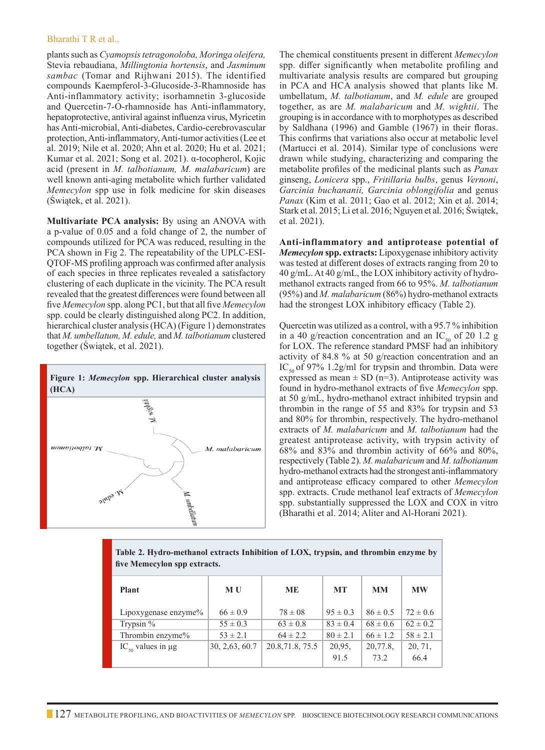plants such as *Cyamopsis tetragonoloba, Moringa oleifera,* Stevia rebaudiana, *Millingtonia hortensis*, and *Jasminum sambac* (Tomar and Rijhwani 2015). The identified compounds Kaempferol-3-Glucoside-3-Rhamnoside has Anti-inflammatory activity; isorhamnetin 3-glucoside and Quercetin-7-O-rhamnoside has Anti-inflammatory, hepatoprotective, antiviral against influenza virus, Myricetin has Anti-microbial, Anti-diabetes, Cardio-cerebrovascular protection, Anti-inflammatory, Anti-tumor activities (Lee et al. 2019; Nile et al. 2020; Ahn et al. 2020; Hu et al. 2021; Kumar et al. 2021; Song et al. 2021). α-tocopherol, Kojic acid (present in *M. talbotianum, M. malabaricum*) are well known anti-aging metabolite which further validated *Memecylon* spp use in folk medicine for skin diseases (Świątek, et al. 2021).

**Multivariate PCA analysis:** By using an ANOVA with a p-value of 0.05 and a fold change of 2, the number of compounds utilized for PCA was reduced, resulting in the PCA shown in Fig 2. The repeatability of the UPLC-ESI-QTOF-MS profiling approach was confirmed after analysis of each species in three replicates revealed a satisfactory clustering of each duplicate in the vicinity. The PCA result revealed that the greatest differences were found between all five *Memecylon* spp. along PC1, but that all five *Memecylon* spp. could be clearly distinguished along PC2. In addition, hierarchical cluster analysis (HCA) (Figure 1) demonstrates that *M. umbellatum, M. edule,* and *M. talbotianum* clustered together (Świątek, et al. 2021).

**Figure 1: *Memecylon* spp. Hierarchical cluster analysis (HCA)**

The chemical constituents present in different *Memecylon* spp. differ significantly when metabolite profiling and multivariate analysis results are compared but grouping in PCA and HCA analysis showed that plants like M. umbellatum, *M. talbotianum*, and *M. edule* are grouped together, as are *M. malabaricum* and *M. wightii*. The grouping is in accordance with to morphotypes as described by Saldhana (1996) and Gamble (1967) in their floras. This confirms that variations also occur at metabolic level (Martucci et al. 2014). Similar type of conclusions were drawn while studying, characterizing and comparing the metabolite profiles of the medicinal plants such as *Panax* ginseng, *Lonicera* spp., *Fritillaria bulbs*, genus *Vernoni*, *Garcinia buchananii, Garcinia oblongifolia* and genus *Panax* (Kim et al. 2011; Gao et al. 2012; Xin et al. 2014; Stark et al. 2015; Li et al. 2016; Nguyen et al. 2016; Świątek, et al. 2021).

**Anti-inflammatory and antiprotease potential of *Memecylon* spp. extracts:** Lipoxygenase inhibitory activity was tested at different doses of extracts ranging from 20 to 40 g/mL. At 40 g/mL, the LOX inhibitory activity of hydro-methanol extracts ranged from 66 to 95%. *M. talbotianum* (95%) and *M. malabaricum* (86%) hydro-methanol extracts had the strongest LOX inhibitory efficacy (Table 2).

Quercetin was utilized as a control, with a 95.7 % inhibition in a 40 g/reaction concentration and an $IC_{50}$ of 20 1.2 g for LOX. The reference standard PMSF had an inhibitory activity of 84.8 % at 50 g/reaction concentration and an $IC_{50}$ of 97% 1.2g/ml for trypsin and thrombin. Data were expressed as mean ± SD (n=3). Antiprotease activity was found in hydro-methanol extracts of five *Memecylon* spp. at 50 g/mL, hydro-methanol extract inhibited trypsin and thrombin in the range of 55 and 83% for trypsin and 53 and 80% for thrombin, respectively. The hydro-methanol extracts of *M. malabaricum* and *M. talbotianum* had the greatest antiprotease activity, with trypsin activity of 68% and 83% and thrombin activity of 66% and 80%, respectively (Table 2). *M. malabaricum* and *M. talbotianum* hydro-methanol extracts had the strongest anti-inflammatory and antiprotease efficacy compared to other *Memecylon* spp. extracts. Crude methanol leaf extracts of *Memecylon* spp. substantially suppressed the LOX and COX in vitro (Bharathi et al. 2014; Aliter and Al-Horani 2021).

**Table 2. Hydro-methanol extracts Inhibition of LOX, trypsin, and thrombin enzyme by five Memecylon spp extracts.**

| Plant | M U | ME | MT | MM | MW |
|---|---|---|---|---|---|
| Lipoxygenase enzyme% | 66 ± 0.9 | 78 ± 08 | 95 ± 0.3 | 86 ± 0.5 | 72 ± 0.6 |
| Trypsin % | 55 ± 0.3 | 63 ± 0.8 | 83 ± 0.4 | 68 ± 0.6 | 62 ± 0.2 |
| Thrombin enzyme% | 53 ± 2.1 | 64 ± 2.2 | 80 ± 2.1 | 66 ± 1.2 | 58 ± 2.1 |
| $IC_{50}$ values in µg | 30, 2,63, 60.7 | 20.8,71.8, 75.5 | 20,95, 91.5 | 20,77.8, 73.2 | 20, 71, 66.4 |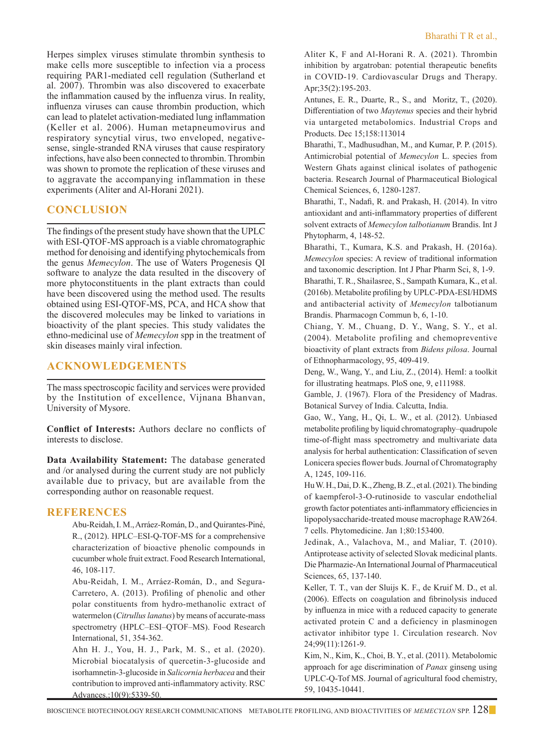Herpes simplex viruses stimulate thrombin synthesis to make cells more susceptible to infection via a process requiring PAR1-mediated cell regulation (Sutherland et al. 2007). Thrombin was also discovered to exacerbate the inflammation caused by the influenza virus. In reality, influenza viruses can cause thrombin production, which can lead to platelet activation-mediated lung inflammation (Keller et al. 2006). Human metapneumovirus and respiratory syncytial virus, two enveloped, negative-sense, single-stranded RNA viruses that cause respiratory infections, have also been connected to thrombin. Thrombin was shown to promote the replication of these viruses and to aggravate the accompanying inflammation in these experiments (Aliter and Al-Horani 2021).

## CONCLUSION

The findings of the present study have shown that the UPLC with ESI-QTOF-MS approach is a viable chromatographic method for denoising and identifying phytochemicals from the genus *Memecylon*. The use of Waters Progenesis QI software to analyze the data resulted in the discovery of more phytoconstituents in the plant extracts than could have been discovered using the method used. The results obtained using ESI-QTOF-MS, PCA, and HCA show that the discovered molecules may be linked to variations in bioactivity of the plant species. This study validates the ethno-medicinal use of *Memecylon* spp in the treatment of skin diseases mainly viral infection.

## ACKNOWLEDGEMENTS

The mass spectroscopic facility and services were provided by the Institution of excellence, Vijnana Bhanvan, University of Mysore.

**Conflict of Interests:** Authors declare no conflicts of interests to disclose.

**Data Availability Statement:** The database generated and /or analysed during the current study are not publicly available due to privacy, but are available from the corresponding author on reasonable request.

## REFERENCES

Abu-Reidah, I. M., Arráez-Román, D., and Quirantes-Piné, R., (2012). HPLC–ESI-Q-TOF-MS for a comprehensive characterization of bioactive phenolic compounds in cucumber whole fruit extract. Food Research International, 46, 108-117.

Abu-Reidah, I. M., Arráez-Román, D., and Segura-Carretero, A. (2013). Profiling of phenolic and other polar constituents from hydro-methanolic extract of watermelon (*Citrullus lanatus*) by means of accurate-mass spectrometry (HPLC–ESI–QTOF–MS). Food Research International, 51, 354-362.

Ahn H. J., You, H. J., Park, M. S., et al. (2020). Microbial biocatalysis of quercetin-3-glucoside and isorhamnetin-3-glucoside in *Salicornia herbacea* and their contribution to improved anti-inflammatory activity. RSC Advances.;10(9):5339-50.

Aliter K, F and Al-Horani R. A. (2021). Thrombin inhibition by argatroban: potential therapeutic benefits in COVID-19. Cardiovascular Drugs and Therapy. Apr;35(2):195-203.

Antunes, E. R., Duarte, R., S., and Moritz, T., (2020). Differentiation of two *Maytenus* species and their hybrid via untargeted metabolomics. Industrial Crops and Products. Dec 15;158:113014

Bharathi, T., Madhusudhan, M., and Kumar, P. P. (2015). Antimicrobial potential of *Memecylon* L. species from Western Ghats against clinical isolates of pathogenic bacteria. Research Journal of Pharmaceutical Biological Chemical Sciences, 6, 1280-1287.

Bharathi, T., Nadafi, R. and Prakash, H. (2014). In vitro antioxidant and anti-inflammatory properties of different solvent extracts of *Memecylon talbotianum* Brandis. Int J Phytopharm, 4, 148-52.

Bharathi, T., Kumara, K.S. and Prakash, H. (2016a). *Memecylon* species: A review of traditional information and taxonomic description. Int J Phar Pharm Sci, 8, 1-9.

Bharathi, T. R., Shailasree, S., Sampath Kumara, K., et al. (2016b). Metabolite profiling by UPLC-PDA-ESI/HDMS and antibacterial activity of *Memecylon* talbotianum Brandis. Pharmacogn Commun b, 6, 1-10.

Chiang, Y. M., Chuang, D. Y., Wang, S. Y., et al. (2004). Metabolite profiling and chemopreventive bioactivity of plant extracts from *Bidens pilosa*. Journal of Ethnopharmacology, 95, 409-419.

Deng, W., Wang, Y., and Liu, Z., (2014). HemI: a toolkit for illustrating heatmaps. PloS one, 9, e111988.

Gamble, J. (1967). Flora of the Presidency of Madras. Botanical Survey of India. Calcutta, India.

Gao, W., Yang, H., Qi, L. W., et al. (2012). Unbiased metabolite profiling by liquid chromatography–quadrupole time-of-flight mass spectrometry and multivariate data analysis for herbal authentication: Classification of seven Lonicera species flower buds. Journal of Chromatography A, 1245, 109-116.

Hu W. H., Dai, D. K., Zheng, B. Z., et al. (2021). The binding of kaempferol-3-O-rutinoside to vascular endothelial growth factor potentiates anti-inflammatory efficiencies in lipopolysaccharide-treated mouse macrophage RAW264. 7 cells. Phytomedicine. Jan 1;80:153400.

Jedinak, A., Valachova, M., and Maliar, T. (2010). Antiprotease activity of selected Slovak medicinal plants. Die Pharmazie-An International Journal of Pharmaceutical Sciences, 65, 137-140.

Keller, T. T., van der Sluijs K. F., de Kruif M. D., et al. (2006). Effects on coagulation and fibrinolysis induced by influenza in mice with a reduced capacity to generate activated protein C and a deficiency in plasminogen activator inhibitor type 1. Circulation research. Nov 24;99(11):1261-9.

Kim, N., Kim, K., Choi, B. Y., et al. (2011). Metabolomic approach for age discrimination of *Panax* ginseng using UPLC-Q-Tof MS. Journal of agricultural food chemistry, 59, 10435-10441.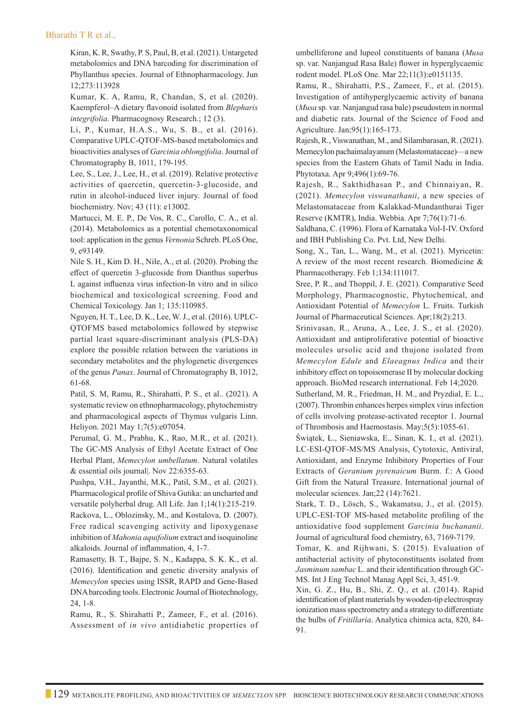Kiran, K. R, Swathy, P. S, Paul, B, et al. (2021). Untargeted metabolomics and DNA barcoding for discrimination of Phyllanthus species. Journal of Ethnopharmacology. Jun 12;273:113928

Kumar, K. A, Ramu, R, Chandan, S, et al. (2020). Kaempferol–A dietary flavonoid isolated from *Blepharis integrifolia*. Pharmacognosy Research.; 12 (3).

Li, P., Kumar, H.A.S., Wu, S. B., et al. (2016). Comparative UPLC-QTOF-MS-based metabolomics and bioactivities analyses of *Garcinia oblongifolia*. Journal of Chromatography B, 1011, 179-195.

Lee, S., Lee, J., Lee, H., et al. (2019). Relative protective activities of quercetin, quercetin-3-glucoside, and rutin in alcohol-induced liver injury. Journal of food biochemistry. Nov; 43 (11): e13002.

Martucci, M. E. P., De Vos, R. C., Carollo, C. A., et al. (2014). Metabolomics as a potential chemotaxonomical tool: application in the genus *Vernonia* Schreb. PLoS One, 9, e93149.

Nile S. H., Kim D. H., Nile, A., et al. (2020). Probing the effect of quercetin 3-glucoside from Dianthus superbus L against influenza virus infection-In vitro and in silico biochemical and toxicological screening. Food and Chemical Toxicology. Jan 1; 135:110985.

Nguyen, H. T., Lee, D. K., Lee, W. J., et al. (2016). UPLC-QTOFMS based metabolomics followed by stepwise partial least square-discriminant analysis (PLS-DA) explore the possible relation between the variations in secondary metabolites and the phylogenetic divergences of the genus *Panax*. Journal of Chromatography B, 1012, 61-68.

Patil, S. M, Ramu, R., Shirahatti, P. S., et al.. (2021). A systematic review on ethnopharmacology, phytochemistry and pharmacological aspects of Thymus vulgaris Linn. Heliyon. 2021 May 1;7(5):e07054.

Perumal, G. M., Prabhu, K., Rao, M.R., et al. (2021). The GC-MS Analysis of Ethyl Acetate Extract of One Herbal Plant, *Memecylon umbellatum*. Natural volatiles & essential oils journal|. Nov 22:6355-63.

Pushpa, V.H., Jayanthi, M.K., Patil, S.M., et al. (2021). Pharmacological profile of Shiva Gutika: an uncharted and versatile polyherbal drug. All Life. Jan 1;14(1):215-219.

Rackova, L., Oblozinsky, M., and Kostalova, D. (2007). Free radical scavenging activity and lipoxygenase inhibition of *Mahonia aquifolium* extract and isoquinoline alkaloids. Journal of inflammation, 4, 1-7.

Ramasetty, B. T., Bajpe, S. N., Kadappa, S. K. K., et al. (2016). Identification and genetic diversity analysis of *Memecylon* species using ISSR, RAPD and Gene-Based DNA barcoding tools. Electronic Journal of Biotechnology, 24, 1-8.

Ramu, R., S. Shirahatti P., Zameer, F., et al. (2016). Assessment of *in vivo* antidiabetic properties of umbelliferone and lupeol constituents of banana (*Musa* sp. var. Nanjangud Rasa Bale) flower in hyperglycaemic rodent model. PLoS One. Mar 22;11(3):e0151135.

Ramu, R., Shirahatti, P.S., Zameer, F., et al. (2015). Investigation of antihyperglycaemic activity of banana (*Musa* sp. var. Nanjangud rasa bale) pseudostem in normal and diabetic rats. Journal of the Science of Food and Agriculture. Jan;95(1):165-173.

Rajesh, R., Viswanathan, M., and Silambarasan, R. (2021). Memecylon pachaimalayanum (Melastomataceae)—a new species from the Eastern Ghats of Tamil Nadu in India. Phytotaxa. Apr 9;496(1):69-76.

Rajesh, R., Sakthidhasan P., and Chinnaiyan, R. (2021). *Memecylon viswanathanii*, a new species of Melastomataceae from Kalakkad-Mundanthurai Tiger Reserve (KMTR), India. Webbia. Apr 7;76(1):71-6.

Saldhana, C. (1996). Flora of Karnataka Vol-I-IV. Oxford and IBH Publishing Co. Pvt. Ltd, New Delhi.

Song, X., Tan, L., Wang, M., et al. (2021). Myricetin: A review of the most recent research. Biomedicine & Pharmacotherapy. Feb 1;134:111017.

Sree, P. R., and Thoppil, J. E. (2021). Comparative Seed Morphology, Pharmacognostic, Phytochemical, and Antioxidant Potential of *Memecylon* L. Fruits. Turkish Journal of Pharmaceutical Sciences. Apr;18(2):213.

Srinivasan, R., Aruna, A., Lee, J. S., et al. (2020). Antioxidant and antiproliferative potential of bioactive molecules ursolic acid and thujone isolated from *Memecylon Edule* and *Elaeagnus Indica* and their inhibitory effect on topoisomerase II by molecular docking approach. BioMed research international. Feb 14;2020.

Sutherland, M. R., Friedman, H. M., and Pryzdial, E. L., (2007). Thrombin enhances herpes simplex virus infection of cells involving protease-activated receptor 1. Journal of Thrombosis and Haemostasis. May;5(5):1055-61.

Świątek, Ł., Sieniawska, E., Sinan, K. I., et al. (2021). LC-ESI-QTOF-MS/MS Analysis, Cytotoxic, Antiviral, Antioxidant, and Enzyme Inhibitory Properties of Four Extracts of *Geranium pyrenaicum* Burm. f.: A Good Gift from the Natural Treasure. International journal of molecular sciences. Jan;22 (14):7621.

Stark, T. D., Lösch, S., Wakamatsu, J., et al. (2015). UPLC-ESI-TOF MS-based metabolite profiling of the antioxidative food supplement *Garcinia buchananii*. Journal of agricultural food chemistry, 63, 7169-7179.

Tomar, K. and Rijhwani, S. (2015). Evaluation of antibacterial activity of phytoconstituents isolated from *Jasminum sambac* L. and their identification through GC-MS. Int J Eng Technol Manag Appl Sci, 3, 451-9.

Xin, G. Z., Hu, B., Shi, Z. Q., et al. (2014). Rapid identification of plant materials by wooden-tip electrospray ionization mass spectrometry and a strategy to differentiate the bulbs of *Fritillaria*. Analytica chimica acta, 820, 84-91.